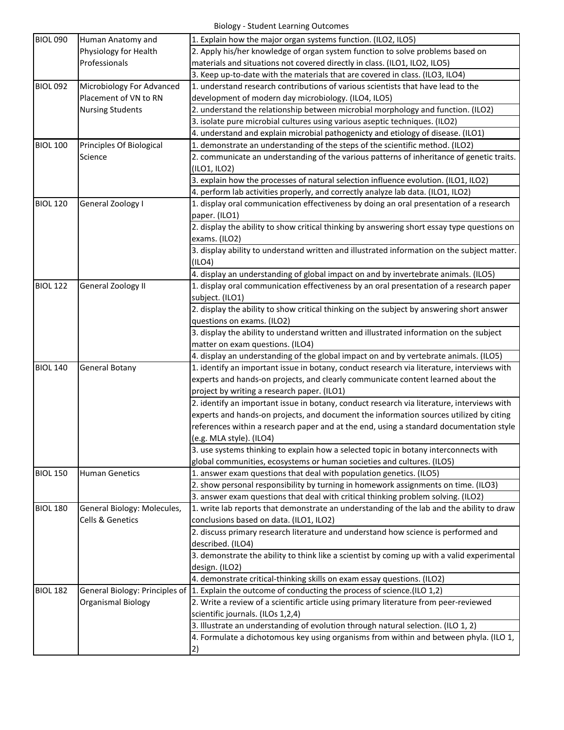Biology - Student Learning Outcomes

| | | |
|---|---|---|
| BIOL 090 | Human Anatomy and Physiology for Health Professionals | 1. Explain how the major organ systems function. (ILO2, ILO5) |
| | | 2. Apply his/her knowledge of organ system function to solve problems based on materials and situations not covered directly in class. (ILO1, ILO2, ILO5) |
| | | 3. Keep up-to-date with the materials that are covered in class. (ILO3, ILO4) |
| BIOL 092 | Microbiology For Advanced Placement of VN to RN Nursing Students | 1. understand research contributions of various scientists that have lead to the development of modern day microbiology. (ILO4, ILO5) |
| | | 2. understand the relationship between microbial morphology and function. (ILO2) |
| | | 3. isolate pure microbial cultures using various aseptic techniques. (ILO2) |
| | | 4. understand and explain microbial pathogenicty and etiology of disease. (ILO1) |
| BIOL 100 | Principles Of Biological Science | 1. demonstrate an understanding of the steps of the scientific method. (ILO2) |
| | | 2. communicate an understanding of the various patterns of inheritance of genetic traits. (ILO1, ILO2) |
| | | 3. explain how the processes of natural selection influence evolution. (ILO1, ILO2) |
| | | 4. perform lab activities properly, and correctly analyze lab data. (ILO1, ILO2) |
| BIOL 120 | General Zoology I | 1. display oral communication effectiveness by doing an oral presentation of a research paper. (ILO1) |
| | | 2. display the ability to show critical thinking by answering short essay type questions on exams. (ILO2) |
| | | 3. display ability to understand written and illustrated information on the subject matter. (ILO4) |
| | | 4. display an understanding of global impact on and by invertebrate animals. (ILO5) |
| BIOL 122 | General Zoology II | 1. display oral communication effectiveness by an oral presentation of a research paper subject. (ILO1) |
| | | 2. display the ability to show critical thinking on the subject by answering short answer questions on exams. (ILO2) |
| | | 3. display the ability to understand written and illustrated information on the subject matter on exam questions. (ILO4) |
| | | 4. display an understanding of the global impact on and by vertebrate animals. (ILO5) |
| BIOL 140 | General Botany | 1. identify an important issue in botany, conduct research via literature, interviews with experts and hands-on projects, and clearly communicate content learned about the project by writing a research paper. (ILO1) |
| | | 2. identify an important issue in botany, conduct research via literature, interviews with experts and hands-on projects, and document the information sources utilized by citing references within a research paper and at the end, using a standard documentation style (e.g. MLA style). (ILO4) |
| | | 3. use systems thinking to explain how a selected topic in botany interconnects with global communities, ecosystems or human societies and cultures. (ILO5) |
| BIOL 150 | Human Genetics | 1. answer exam questions that deal with population genetics. (ILO5) |
| | | 2. show personal responsibility by turning in homework assignments on time. (ILO3) |
| | | 3. answer exam questions that deal with critical thinking problem solving. (ILO2) |
| BIOL 180 | General Biology: Molecules, Cells & Genetics | 1. write lab reports that demonstrate an understanding of the lab and the ability to draw conclusions based on data. (ILO1, ILO2) |
| | | 2. discuss primary research literature and understand how science is performed and described. (ILO4) |
| | | 3. demonstrate the ability to think like a scientist by coming up with a valid experimental design. (ILO2) |
| | | 4. demonstrate critical-thinking skills on exam essay questions. (ILO2) |
| BIOL 182 | General Biology: Principles of Organismal Biology | 1. Explain the outcome of conducting the process of science.(ILO 1,2) |
| | | 2. Write a review of a scientific article using primary literature from peer-reviewed scientific journals. (ILOs 1,2,4) |
| | | 3. Illustrate an understanding of evolution through natural selection. (ILO 1, 2) |
| | | 4. Formulate a dichotomous key using organisms from within and between phyla. (ILO 1, 2) |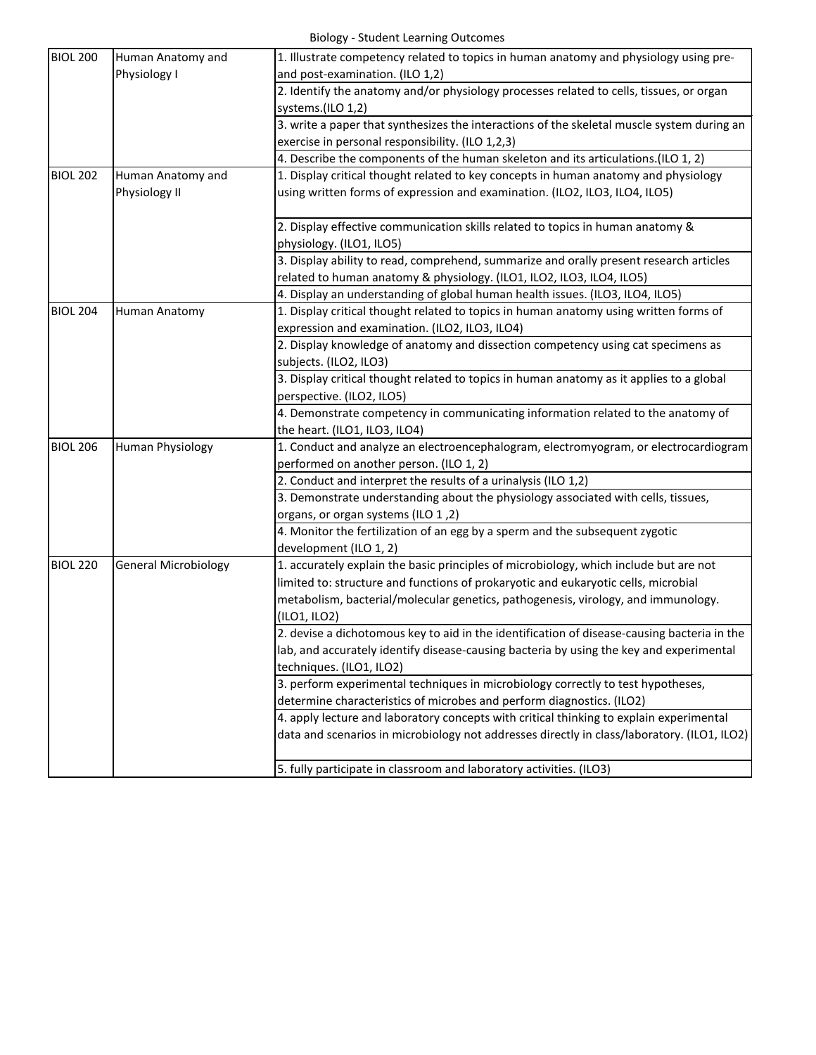Biology - Student Learning Outcomes

| | | |
|---|---|---|
| BIOL 200 | Human Anatomy and Physiology I | 1. Illustrate competency related to topics in human anatomy and physiology using pre- and post-examination. (ILO 1,2) |
| | | 2. Identify the anatomy and/or physiology processes related to cells, tissues, or organ systems.(ILO 1,2) |
| | | 3. write a paper that synthesizes the interactions of the skeletal muscle system during an exercise in personal responsibility. (ILO 1,2,3) |
| | | 4. Describe the components of the human skeleton and its articulations.(ILO 1, 2) |
| BIOL 202 | Human Anatomy and Physiology II | 1. Display critical thought related to key concepts in human anatomy and physiology using written forms of expression and examination. (ILO2, ILO3, ILO4, ILO5) |
| | | 2. Display effective communication skills related to topics in human anatomy & physiology. (ILO1, ILO5) |
| | | 3. Display ability to read, comprehend, summarize and orally present research articles related to human anatomy & physiology. (ILO1, ILO2, ILO3, ILO4, ILO5) |
| | | 4. Display an understanding of global human health issues. (ILO3, ILO4, ILO5) |
| BIOL 204 | Human Anatomy | 1. Display critical thought related to topics in human anatomy using written forms of expression and examination. (ILO2, ILO3, ILO4) |
| | | 2. Display knowledge of anatomy and dissection competency using cat specimens as subjects. (ILO2, ILO3) |
| | | 3. Display critical thought related to topics in human anatomy as it applies to a global perspective. (ILO2, ILO5) |
| | | 4. Demonstrate competency in communicating information related to the anatomy of the heart. (ILO1, ILO3, ILO4) |
| BIOL 206 | Human Physiology | 1. Conduct and analyze an electroencephalogram, electromyogram, or electrocardiogram performed on another person. (ILO 1, 2) |
| | | 2. Conduct and interpret the results of a urinalysis (ILO 1,2) |
| | | 3. Demonstrate understanding about the physiology associated with cells, tissues, organs, or organ systems (ILO 1 ,2) |
| | | 4. Monitor the fertilization of an egg by a sperm and the subsequent zygotic development (ILO 1, 2) |
| BIOL 220 | General Microbiology | 1. accurately explain the basic principles of microbiology, which include but are not limited to: structure and functions of prokaryotic and eukaryotic cells, microbial metabolism, bacterial/molecular genetics, pathogenesis, virology, and immunology. (ILO1, ILO2) |
| | | 2. devise a dichotomous key to aid in the identification of disease-causing bacteria in the lab, and accurately identify disease-causing bacteria by using the key and experimental techniques. (ILO1, ILO2) |
| | | 3. perform experimental techniques in microbiology correctly to test hypotheses, determine characteristics of microbes and perform diagnostics. (ILO2) |
| | | 4. apply lecture and laboratory concepts with critical thinking to explain experimental data and scenarios in microbiology not addresses directly in class/laboratory. (ILO1, ILO2) |
| | | 5. fully participate in classroom and laboratory activities. (ILO3) |